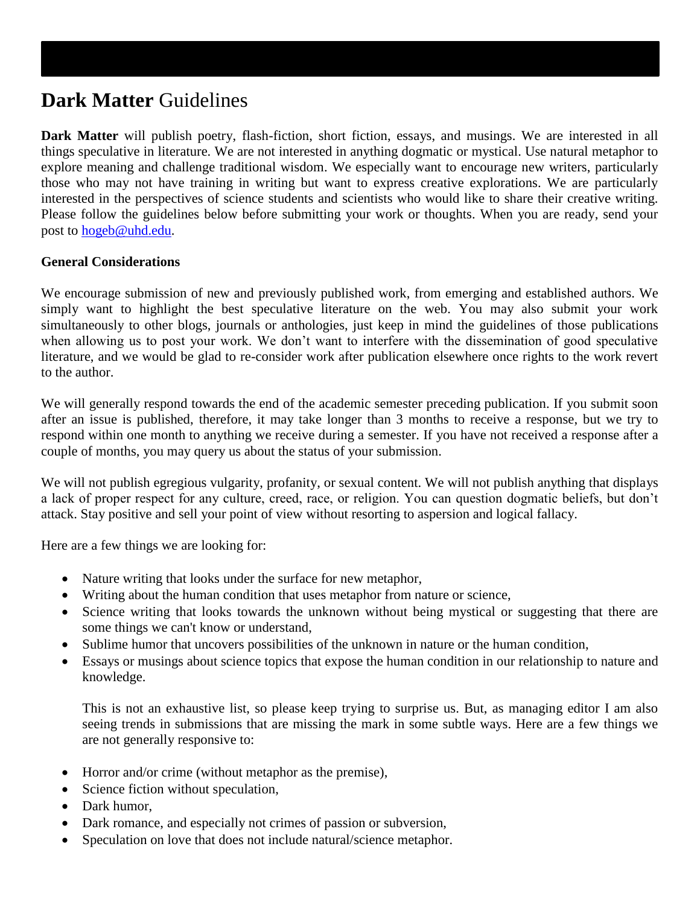# **Dark Matter** Guidelines

**Dark Matter** will publish poetry, flash-fiction, short fiction, essays, and musings. We are interested in all things speculative in literature. We are not interested in anything dogmatic or mystical. Use natural metaphor to explore meaning and challenge traditional wisdom. We especially want to encourage new writers, particularly those who may not have training in writing but want to express creative explorations. We are particularly interested in the perspectives of science students and scientists who would like to share their creative writing. Please follow the guidelines below before submitting your work or thoughts. When you are ready, send your post to [hogeb@uhd.edu](mailto:hogeb@uhd.edu).

**General Considerations**

We encourage submission of new and previously published work, from emerging and established authors. We simply want to highlight the best speculative literature on the web. You may also submit your work simultaneously to other blogs, journals or anthologies, just keep in mind the guidelines of those publications when allowing us to post your work. We don't want to interfere with the dissemination of good speculative literature, and we would be glad to re-consider work after publication elsewhere once rights to the work revert to the author.

We will generally respond towards the end of the academic semester preceding publication. If you submit soon after an issue is published, therefore, it may take longer than 3 months to receive a response, but we try to respond within one month to anything we receive during a semester. If you have not received a response after a couple of months, you may query us about the status of your submission.

We will not publish egregious vulgarity, profanity, or sexual content. We will not publish anything that displays a lack of proper respect for any culture, creed, race, or religion. You can question dogmatic beliefs, but don't attack. Stay positive and sell your point of view without resorting to aspersion and logical fallacy.

Here are a few things we are looking for:

- Nature writing that looks under the surface for new metaphor,
- Writing about the human condition that uses metaphor from nature or science,
- Science writing that looks towards the unknown without being mystical or suggesting that there are some things we can't know or understand,
- Sublime humor that uncovers possibilities of the unknown in nature or the human condition,
- Essays or musings about science topics that expose the human condition in our relationship to nature and knowledge.

  This is not an exhaustive list, so please keep trying to surprise us. But, as managing editor I am also seeing trends in submissions that are missing the mark in some subtle ways. Here are a few things we are not generally responsive to:

- Horror and/or crime (without metaphor as the premise),
- Science fiction without speculation,
- Dark humor,
- Dark romance, and especially not crimes of passion or subversion,
- Speculation on love that does not include natural/science metaphor.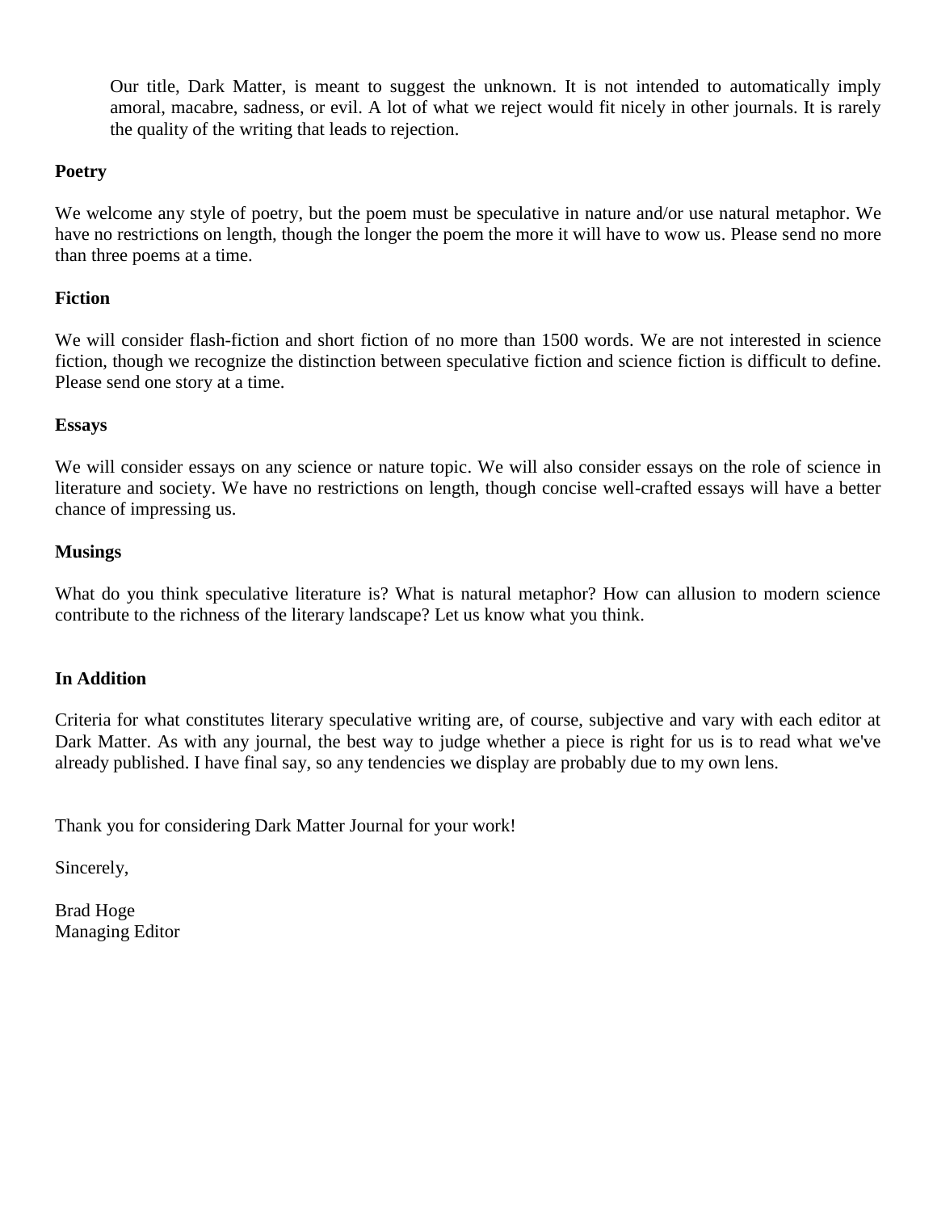> Our title, Dark Matter, is meant to suggest the unknown. It is not intended to automatically imply amoral, macabre, sadness, or evil. A lot of what we reject would fit nicely in other journals. It is rarely the quality of the writing that leads to rejection.

**Poetry**

We welcome any style of poetry, but the poem must be speculative in nature and/or use natural metaphor. We have no restrictions on length, though the longer the poem the more it will have to wow us. Please send no more than three poems at a time.

**Fiction**

We will consider flash-fiction and short fiction of no more than 1500 words. We are not interested in science fiction, though we recognize the distinction between speculative fiction and science fiction is difficult to define. Please send one story at a time.

**Essays**

We will consider essays on any science or nature topic. We will also consider essays on the role of science in literature and society. We have no restrictions on length, though concise well-crafted essays will have a better chance of impressing us.

**Musings**

What do you think speculative literature is? What is natural metaphor? How can allusion to modern science contribute to the richness of the literary landscape? Let us know what you think.

**In Addition**

Criteria for what constitutes literary speculative writing are, of course, subjective and vary with each editor at Dark Matter. As with any journal, the best way to judge whether a piece is right for us is to read what we've already published. I have final say, so any tendencies we display are probably due to my own lens.

Thank you for considering Dark Matter Journal for your work!

Sincerely,

Brad Hoge
Managing Editor